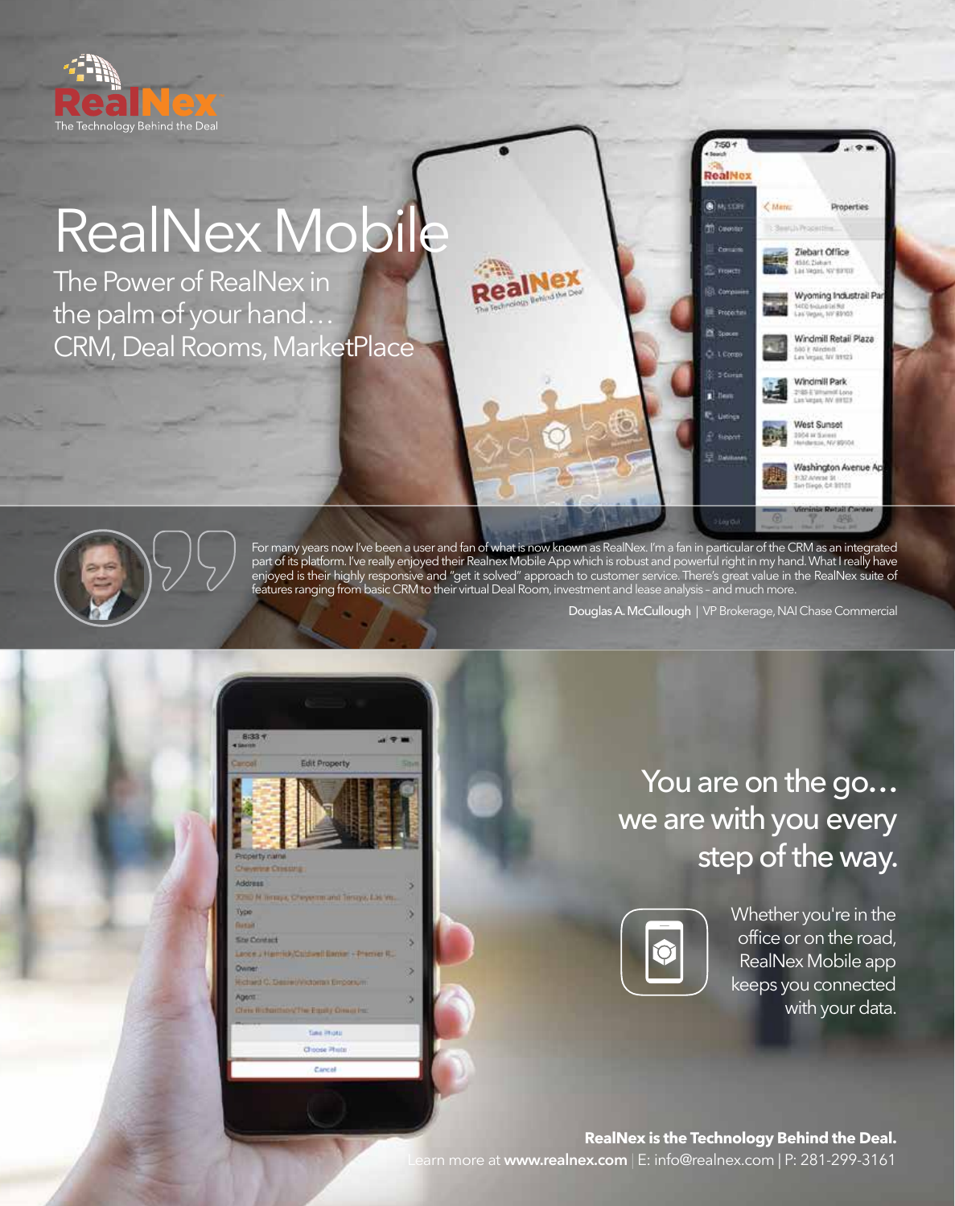RealNex

The Technology Behind the Deal

# RealNex Mobile

## The Power of RealNex in the palm of your hand… CRM, Deal Rooms, MarketPlace

For many years now I've been a user and fan of what is now known as RealNex. I'm a fan in particular of the CRM as an integrated part of its platform. I've really enjoyed their Realnex Mobile App which is robust and powerful right in my hand. What I really have enjoyed is their highly responsive and "get it solved" approach to customer service. There's great value in the RealNex suite of features ranging from basic CRM to their virtual Deal Room, investment and lease analysis – and much more.

**Douglas A. McCullough** | VP Brokerage, NAI Chase Commercial

## You are on the go… we are with you every step of the way.

Whether you're in the office or on the road, RealNex Mobile app keeps you connected with your data.

**RealNex is the Technology Behind the Deal.**

Learn more at **www.realnex.com** | E: info@realnex.com | P: 281-299-3161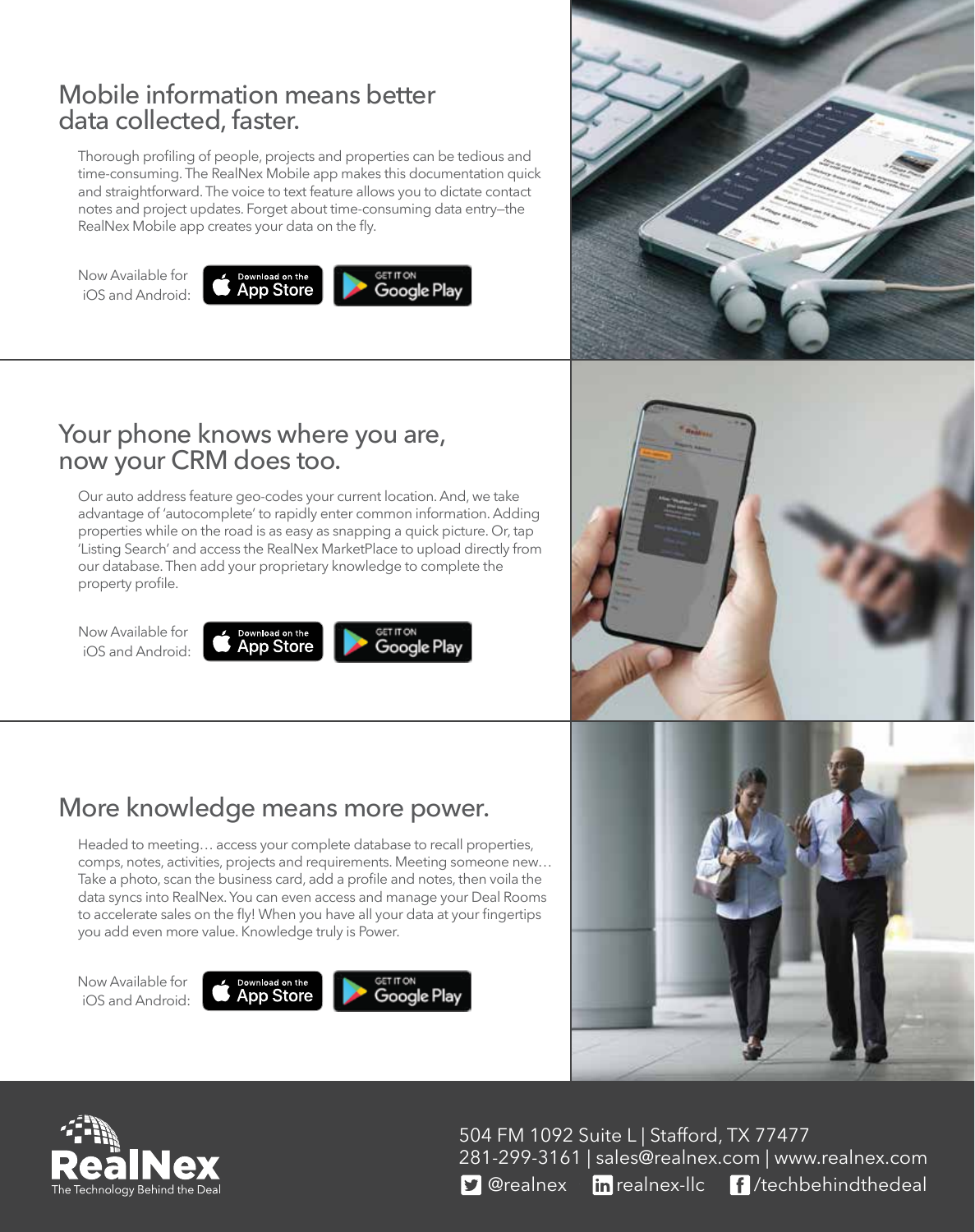## Mobile information means better data collected, faster.

Thorough profiling of people, projects and properties can be tedious and time-consuming. The RealNex Mobile app makes this documentation quick and straightforward. The voice to text feature allows you to dictate contact notes and project updates. Forget about time-consuming data entry—the RealNex Mobile app creates your data on the fly.

Now Available for iOS and Android: Download on the App Store | GET IT ON Google Play

## Your phone knows where you are, now your CRM does too.

Our auto address feature geo-codes your current location. And, we take advantage of 'autocomplete' to rapidly enter common information. Adding properties while on the road is as easy as snapping a quick picture. Or, tap 'Listing Search' and access the RealNex MarketPlace to upload directly from our database. Then add your proprietary knowledge to complete the property profile.

Now Available for iOS and Android: Download on the App Store | GET IT ON Google Play

## More knowledge means more power.

Headed to meeting… access your complete database to recall properties, comps, notes, activities, projects and requirements. Meeting someone new… Take a photo, scan the business card, add a profile and notes, then voila the data syncs into RealNex. You can even access and manage your Deal Rooms to accelerate sales on the fly! When you have all your data at your fingertips you add even more value. Knowledge truly is Power.

Now Available for iOS and Android: Download on the App Store | GET IT ON Google Play

**RealNex**
The Technology Behind the Deal

504 FM 1092 Suite L | Stafford, TX 77477
281-299-3161 | sales@realnex.com | www.realnex.com
@realnex | realnex-llc | /techbehindthedeal